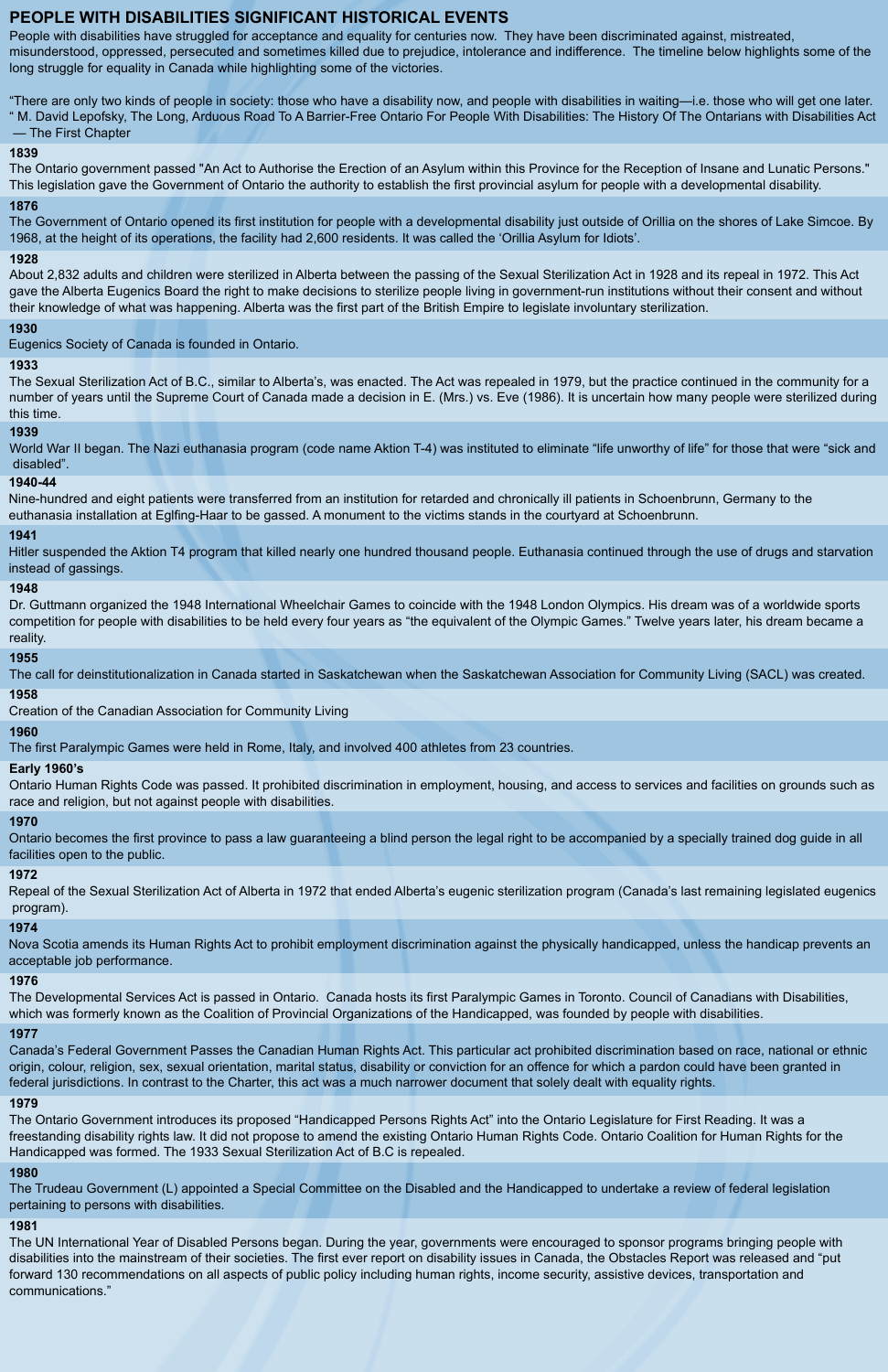# PEOPLE WITH DISABILITIES SIGNIFICANT HISTORICAL EVENTS

People with disabilities have struggled for acceptance and equality for centuries now. They have been discriminated against, mistreated, misunderstood, oppressed, persecuted and sometimes killed due to prejudice, intolerance and indifference. The timeline below highlights some of the long struggle for equality in Canada while highlighting some of the victories.

"There are only two kinds of people in society: those who have a disability now, and people with disabilities in waiting—i.e. those who will get one later. " M. David Lepofsky, The Long, Arduous Road To A Barrier-Free Ontario For People With Disabilities: The History Of The Ontarians with Disabilities Act — The First Chapter

**1839**

The Ontario government passed "An Act to Authorise the Erection of an Asylum within this Province for the Reception of Insane and Lunatic Persons." This legislation gave the Government of Ontario the authority to establish the first provincial asylum for people with a developmental disability.

**1876**

The Government of Ontario opened its first institution for people with a developmental disability just outside of Orillia on the shores of Lake Simcoe. By 1968, at the height of its operations, the facility had 2,600 residents. It was called the 'Orillia Asylum for Idiots'.

**1928**

About 2,832 adults and children were sterilized in Alberta between the passing of the Sexual Sterilization Act in 1928 and its repeal in 1972. This Act gave the Alberta Eugenics Board the right to make decisions to sterilize people living in government-run institutions without their consent and without their knowledge of what was happening. Alberta was the first part of the British Empire to legislate involuntary sterilization.

**1930**

Eugenics Society of Canada is founded in Ontario.

**1933**

The Sexual Sterilization Act of B.C., similar to Alberta's, was enacted. The Act was repealed in 1979, but the practice continued in the community for a number of years until the Supreme Court of Canada made a decision in E. (Mrs.) vs. Eve (1986). It is uncertain how many people were sterilized during this time.

**1939**

World War II began. The Nazi euthanasia program (code name Aktion T-4) was instituted to eliminate "life unworthy of life" for those that were "sick and disabled".

**1940-44**

Nine-hundred and eight patients were transferred from an institution for retarded and chronically ill patients in Schoenbrunn, Germany to the euthanasia installation at Eglfing-Haar to be gassed. A monument to the victims stands in the courtyard at Schoenbrunn.

**1941**

Hitler suspended the Aktion T4 program that killed nearly one hundred thousand people. Euthanasia continued through the use of drugs and starvation instead of gassings.

**1948**

Dr. Guttmann organized the 1948 International Wheelchair Games to coincide with the 1948 London Olympics. His dream was of a worldwide sports competition for people with disabilities to be held every four years as "the equivalent of the Olympic Games." Twelve years later, his dream became a reality.

**1955**

The call for deinstitutionalization in Canada started in Saskatchewan when the Saskatchewan Association for Community Living (SACL) was created.

**1958**

Creation of the Canadian Association for Community Living

**1960**

The first Paralympic Games were held in Rome, Italy, and involved 400 athletes from 23 countries.

**Early 1960's**

Ontario Human Rights Code was passed. It prohibited discrimination in employment, housing, and access to services and facilities on grounds such as race and religion, but not against people with disabilities.

**1970**

Ontario becomes the first province to pass a law guaranteeing a blind person the legal right to be accompanied by a specially trained dog guide in all facilities open to the public.

**1972**

Repeal of the Sexual Sterilization Act of Alberta in 1972 that ended Alberta's eugenic sterilization program (Canada's last remaining legislated eugenics program).

**1974**

Nova Scotia amends its Human Rights Act to prohibit employment discrimination against the physically handicapped, unless the handicap prevents an acceptable job performance.

**1976**

The Developmental Services Act is passed in Ontario. Canada hosts its first Paralympic Games in Toronto. Council of Canadians with Disabilities, which was formerly known as the Coalition of Provincial Organizations of the Handicapped, was founded by people with disabilities.

**1977**

Canada's Federal Government Passes the Canadian Human Rights Act. This particular act prohibited discrimination based on race, national or ethnic origin, colour, religion, sex, sexual orientation, marital status, disability or conviction for an offence for which a pardon could have been granted in federal jurisdictions. In contrast to the Charter, this act was a much narrower document that solely dealt with equality rights.

**1979**

The Ontario Government introduces its proposed "Handicapped Persons Rights Act" into the Ontario Legislature for First Reading. It was a freestanding disability rights law. It did not propose to amend the existing Ontario Human Rights Code. Ontario Coalition for Human Rights for the Handicapped was formed. The 1933 Sexual Sterilization Act of B.C is repealed.

**1980**

The Trudeau Government (L) appointed a Special Committee on the Disabled and the Handicapped to undertake a review of federal legislation pertaining to persons with disabilities.

**1981**

The UN International Year of Disabled Persons began. During the year, governments were encouraged to sponsor programs bringing people with disabilities into the mainstream of their societies. The first ever report on disability issues in Canada, the Obstacles Report was released and "put forward 130 recommendations on all aspects of public policy including human rights, income security, assistive devices, transportation and communications."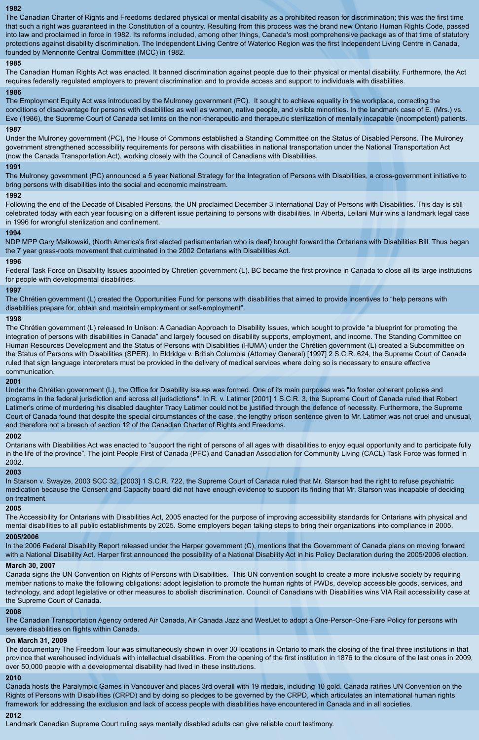**1982**

The Canadian Charter of Rights and Freedoms declared physical or mental disability as a prohibited reason for discrimination; this was the first time that such a right was guaranteed in the Constitution of a country. Resulting from this process was the brand new Ontario Human Rights Code, passed into law and proclaimed in force in 1982. Its reforms included, among other things, Canada's most comprehensive package as of that time of statutory protections against disability discrimination. The Independent Living Centre of Waterloo Region was the first Independent Living Centre in Canada, founded by Mennonite Central Committee (MCC) in 1982.

**1985**

The Canadian Human Rights Act was enacted. It banned discrimination against people due to their physical or mental disability. Furthermore, the Act requires federally regulated employers to prevent discrimination and to provide access and support to individuals with disabilities.

**1986**

The Employment Equity Act was introduced by the Mulroney government (PC). It sought to achieve equality in the workplace, correcting the conditions of disadvantage for persons with disabilities as well as women, native people, and visible minorities. In the landmark case of E. (Mrs.) vs. Eve (1986), the Supreme Court of Canada set limits on the non-therapeutic and therapeutic sterilization of mentally incapable (incompetent) patients.

**1987**

Under the Mulroney government (PC), the House of Commons established a Standing Committee on the Status of Disabled Persons. The Mulroney government strengthened accessibility requirements for persons with disabilities in national transportation under the National Transportation Act (now the Canada Transportation Act), working closely with the Council of Canadians with Disabilities.

**1991**

The Mulroney government (PC) announced a 5 year National Strategy for the Integration of Persons with Disabilities, a cross-government initiative to bring persons with disabilities into the social and economic mainstream.

**1992**

Following the end of the Decade of Disabled Persons, the UN proclaimed December 3 International Day of Persons with Disabilities. This day is still celebrated today with each year focusing on a different issue pertaining to persons with disabilities. In Alberta, Leilani Muir wins a landmark legal case in 1996 for wrongful sterilization and confinement.

**1994**

NDP MPP Gary Malkowski, (North America's first elected parliamentarian who is deaf) brought forward the Ontarians with Disabilities Bill. Thus began the 7 year grass-roots movement that culminated in the 2002 Ontarians with Disabilities Act.

**1996**

Federal Task Force on Disability Issues appointed by Chretien government (L). BC became the first province in Canada to close all its large institutions for people with developmental disabilities.

**1997**

The Chrétien government (L) created the Opportunities Fund for persons with disabilities that aimed to provide incentives to "help persons with disabilities prepare for, obtain and maintain employment or self-employment".

**1998**

The Chrétien government (L) released In Unison: A Canadian Approach to Disability Issues, which sought to provide "a blueprint for promoting the integration of persons with disabilities in Canada" and largely focused on disability supports, employment, and income. The Standing Committee on Human Resources Development and the Status of Persons with Disabilities (HUMA) under the Chrétien government (L) created a Subcommittee on the Status of Persons with Disabilities (SPER). In Eldridge v. British Columbia (Attorney General) [1997] 2 S.C.R. 624, the Supreme Court of Canada ruled that sign language interpreters must be provided in the delivery of medical services where doing so is necessary to ensure effective communication.

**2001**

Under the Chrétien government (L), the Office for Disability Issues was formed. One of its main purposes was "to foster coherent policies and programs in the federal jurisdiction and across all jurisdictions". In R. v. Latimer [2001] 1 S.C.R. 3, the Supreme Court of Canada ruled that Robert Latimer's crime of murdering his disabled daughter Tracy Latimer could not be justified through the defence of necessity. Furthermore, the Supreme Court of Canada found that despite the special circumstances of the case, the lengthy prison sentence given to Mr. Latimer was not cruel and unusual, and therefore not a breach of section 12 of the Canadian Charter of Rights and Freedoms.

**2002**

Ontarians with Disabilities Act was enacted to "support the right of persons of all ages with disabilities to enjoy equal opportunity and to participate fully in the life of the province". The joint People First of Canada (PFC) and Canadian Association for Community Living (CACL) Task Force was formed in 2002.

**2003**

In Starson v. Swayze, 2003 SCC 32, [2003] 1 S.C.R. 722, the Supreme Court of Canada ruled that Mr. Starson had the right to refuse psychiatric medication because the Consent and Capacity board did not have enough evidence to support its finding that Mr. Starson was incapable of deciding on treatment.

**2005**

The Accessibility for Ontarians with Disabilities Act, 2005 enacted for the purpose of improving accessibility standards for Ontarians with physical and mental disabilities to all public establishments by 2025. Some employers began taking steps to bring their organizations into compliance in 2005.

**2005/2006**

In the 2006 Federal Disability Report released under the Harper government (C), mentions that the Government of Canada plans on moving forward with a National Disability Act. Harper first announced the possibility of a National Disability Act in his Policy Declaration during the 2005/2006 election.

**March 30, 2007**

Canada signs the UN Convention on Rights of Persons with Disabilities. This UN convention sought to create a more inclusive society by requiring member nations to make the following obligations: adopt legislation to promote the human rights of PWDs, develop accessible goods, services, and technology, and adopt legislative or other measures to abolish discrimination. Council of Canadians with Disabilities wins VIA Rail accessibility case at the Supreme Court of Canada.

**2008**

The Canadian Transportation Agency ordered Air Canada, Air Canada Jazz and WestJet to adopt a One-Person-One-Fare Policy for persons with severe disabilities on flights within Canada.

**On March 31, 2009**

The documentary The Freedom Tour was simultaneously shown in over 30 locations in Ontario to mark the closing of the final three institutions in that province that warehoused individuals with intellectual disabilities. From the opening of the first institution in 1876 to the closure of the last ones in 2009, over 50,000 people with a developmental disability had lived in these institutions.

**2010**

Canada hosts the Paralympic Games in Vancouver and places 3rd overall with 19 medals, including 10 gold. Canada ratifies UN Convention on the Rights of Persons with Disabilities (CRPD) and by doing so pledges to be governed by the CRPD, which articulates an international human rights framework for addressing the exclusion and lack of access people with disabilities have encountered in Canada and in all societies.

**2012**

Landmark Canadian Supreme Court ruling says mentally disabled adults can give reliable court testimony.